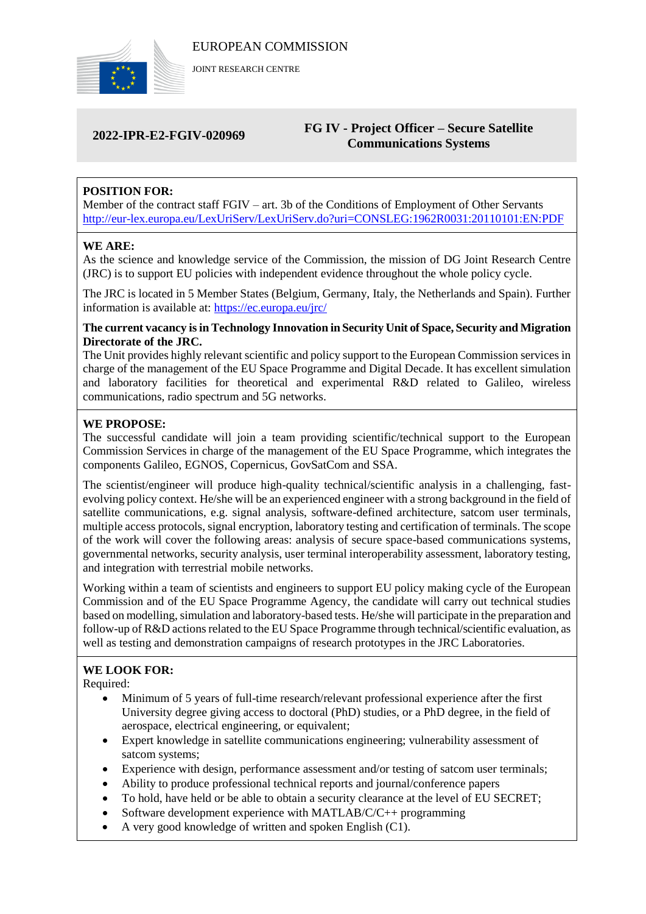EUROPEAN COMMISSION

JOINT RESEARCH CENTRE

**2022-IPR-E2-FGIV-020969**

**FG IV - Project Officer – Secure Satellite Communications Systems**

**POSITION FOR:**

Member of the contract staff FGIV – art. 3b of the Conditions of Employment of Other Servants
http://eur-lex.europa.eu/LexUriServ/LexUriServ.do?uri=CONSLEG:1962R0031:20110101:EN:PDF

**WE ARE:**

As the science and knowledge service of the Commission, the mission of DG Joint Research Centre (JRC) is to support EU policies with independent evidence throughout the whole policy cycle.

The JRC is located in 5 Member States (Belgium, Germany, Italy, the Netherlands and Spain). Further information is available at: https://ec.europa.eu/jrc/

**The current vacancy is in Technology Innovation in Security Unit of Space, Security and Migration Directorate of the JRC.**

The Unit provides highly relevant scientific and policy support to the European Commission services in charge of the management of the EU Space Programme and Digital Decade. It has excellent simulation and laboratory facilities for theoretical and experimental R&D related to Galileo, wireless communications, radio spectrum and 5G networks.

**WE PROPOSE:**

The successful candidate will join a team providing scientific/technical support to the European Commission Services in charge of the management of the EU Space Programme, which integrates the components Galileo, EGNOS, Copernicus, GovSatCom and SSA.

The scientist/engineer will produce high-quality technical/scientific analysis in a challenging, fast-evolving policy context. He/she will be an experienced engineer with a strong background in the field of satellite communications, e.g. signal analysis, software-defined architecture, satcom user terminals, multiple access protocols, signal encryption, laboratory testing and certification of terminals. The scope of the work will cover the following areas: analysis of secure space-based communications systems, governmental networks, security analysis, user terminal interoperability assessment, laboratory testing, and integration with terrestrial mobile networks.

Working within a team of scientists and engineers to support EU policy making cycle of the European Commission and of the EU Space Programme Agency, the candidate will carry out technical studies based on modelling, simulation and laboratory-based tests. He/she will participate in the preparation and follow-up of R&D actions related to the EU Space Programme through technical/scientific evaluation, as well as testing and demonstration campaigns of research prototypes in the JRC Laboratories.

**WE LOOK FOR:**

Required:

- Minimum of 5 years of full-time research/relevant professional experience after the first University degree giving access to doctoral (PhD) studies, or a PhD degree, in the field of aerospace, electrical engineering, or equivalent;
- Expert knowledge in satellite communications engineering; vulnerability assessment of satcom systems;
- Experience with design, performance assessment and/or testing of satcom user terminals;
- Ability to produce professional technical reports and journal/conference papers
- To hold, have held or be able to obtain a security clearance at the level of EU SECRET;
- Software development experience with MATLAB/C/C++ programming
- A very good knowledge of written and spoken English (C1).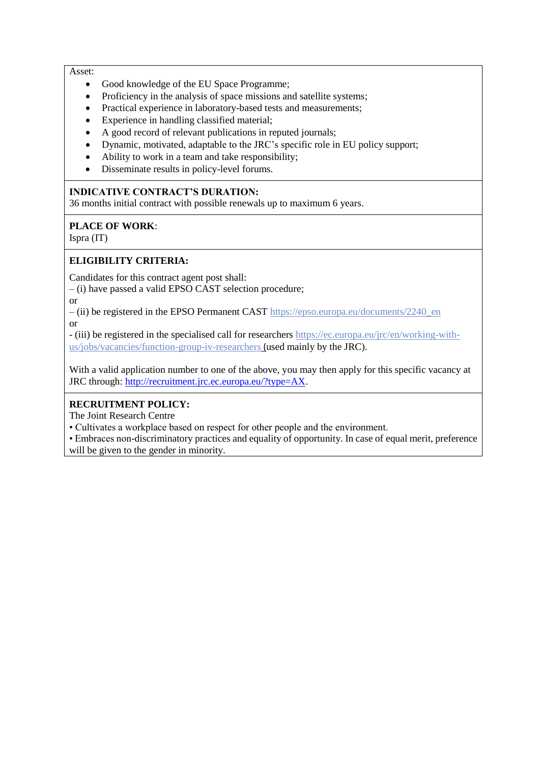Asset:

- Good knowledge of the EU Space Programme;
- Proficiency in the analysis of space missions and satellite systems;
- Practical experience in laboratory-based tests and measurements;
- Experience in handling classified material;
- A good record of relevant publications in reputed journals;
- Dynamic, motivated, adaptable to the JRC's specific role in EU policy support;
- Ability to work in a team and take responsibility;
- Disseminate results in policy-level forums.

**INDICATIVE CONTRACT'S DURATION:**
36 months initial contract with possible renewals up to maximum 6 years.

**PLACE OF WORK**:
Ispra (IT)

**ELIGIBILITY CRITERIA:**

Candidates for this contract agent post shall:
– (i) have passed a valid EPSO CAST selection procedure;
or
– (ii) be registered in the EPSO Permanent CAST https://epso.europa.eu/documents/2240_en
or
- (iii) be registered in the specialised call for researchers https://ec.europa.eu/jrc/en/working-with-us/jobs/vacancies/function-group-iv-researchers (used mainly by the JRC).

With a valid application number to one of the above, you may then apply for this specific vacancy at JRC through: http://recruitment.jrc.ec.europa.eu/?type=AX.

**RECRUITMENT POLICY:**
The Joint Research Centre
• Cultivates a workplace based on respect for other people and the environment.
• Embraces non-discriminatory practices and equality of opportunity. In case of equal merit, preference will be given to the gender in minority.